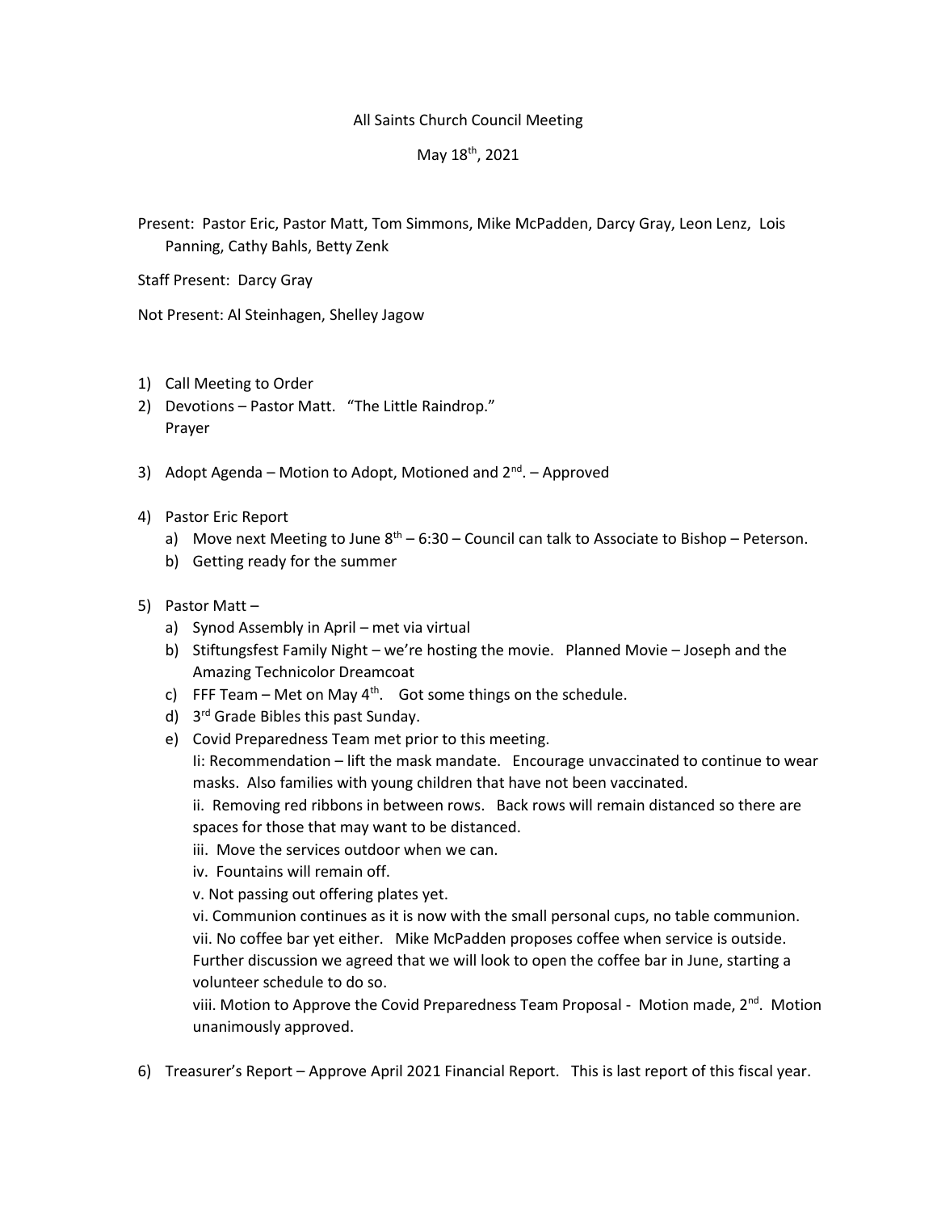All Saints Church Council Meeting

May 18th, 2021

Present: Pastor Eric, Pastor Matt, Tom Simmons, Mike McPadden, Darcy Gray, Leon Lenz, Lois Panning, Cathy Bahls, Betty Zenk

Staff Present: Darcy Gray

Not Present: Al Steinhagen, Shelley Jagow

1) Call Meeting to Order
2) Devotions – Pastor Matt. "The Little Raindrop."
   Prayer
3) Adopt Agenda – Motion to Adopt, Motioned and 2nd. – Approved
4) Pastor Eric Report
   a) Move next Meeting to June 8th – 6:30 – Council can talk to Associate to Bishop – Peterson.
   b) Getting ready for the summer
5) Pastor Matt –
   a) Synod Assembly in April – met via virtual
   b) Stiftungsfest Family Night – we're hosting the movie. Planned Movie – Joseph and the Amazing Technicolor Dreamcoat
   c) FFF Team – Met on May 4th. Got some things on the schedule.
   d) 3rd Grade Bibles this past Sunday.
   e) Covid Preparedness Team met prior to this meeting.
      Ii: Recommendation – lift the mask mandate. Encourage unvaccinated to continue to wear masks. Also families with young children that have not been vaccinated.
      ii. Removing red ribbons in between rows. Back rows will remain distanced so there are spaces for those that may want to be distanced.
      iii. Move the services outdoor when we can.
      iv. Fountains will remain off.
      v. Not passing out offering plates yet.
      vi. Communion continues as it is now with the small personal cups, no table communion.
      vii. No coffee bar yet either. Mike McPadden proposes coffee when service is outside. Further discussion we agreed that we will look to open the coffee bar in June, starting a volunteer schedule to do so.
      viii. Motion to Approve the Covid Preparedness Team Proposal - Motion made, 2nd. Motion unanimously approved.
6) Treasurer's Report – Approve April 2021 Financial Report. This is last report of this fiscal year.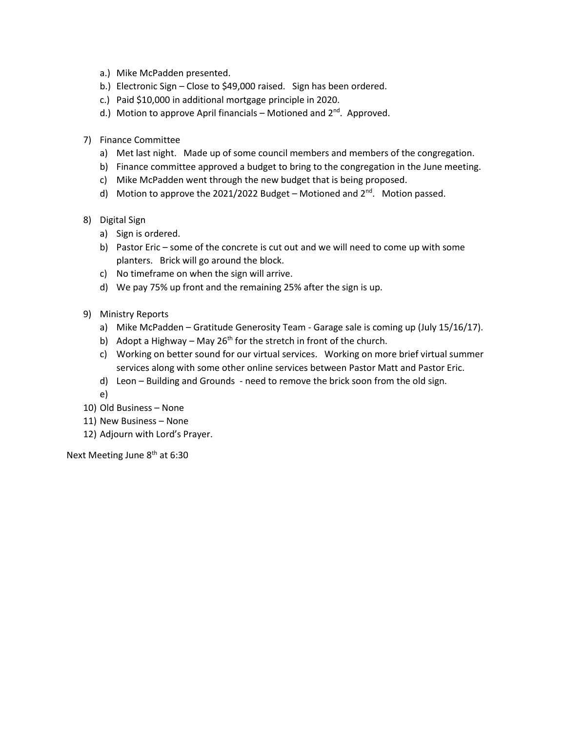a.) Mike McPadden presented.
b.) Electronic Sign – Close to $49,000 raised. Sign has been ordered.
c.) Paid $10,000 in additional mortgage principle in 2020.
d.) Motion to approve April financials – Motioned and 2nd. Approved.

7) Finance Committee
   a) Met last night. Made up of some council members and members of the congregation.
   b) Finance committee approved a budget to bring to the congregation in the June meeting.
   c) Mike McPadden went through the new budget that is being proposed.
   d) Motion to approve the 2021/2022 Budget – Motioned and 2nd. Motion passed.

8) Digital Sign
   a) Sign is ordered.
   b) Pastor Eric – some of the concrete is cut out and we will need to come up with some planters. Brick will go around the block.
   c) No timeframe on when the sign will arrive.
   d) We pay 75% up front and the remaining 25% after the sign is up.

9) Ministry Reports
   a) Mike McPadden – Gratitude Generosity Team - Garage sale is coming up (July 15/16/17).
   b) Adopt a Highway – May 26th for the stretch in front of the church.
   c) Working on better sound for our virtual services. Working on more brief virtual summer services along with some other online services between Pastor Matt and Pastor Eric.
   d) Leon – Building and Grounds - need to remove the brick soon from the old sign.
   e)

10) Old Business – None
11) New Business – None
12) Adjourn with Lord's Prayer.

Next Meeting June 8th at 6:30